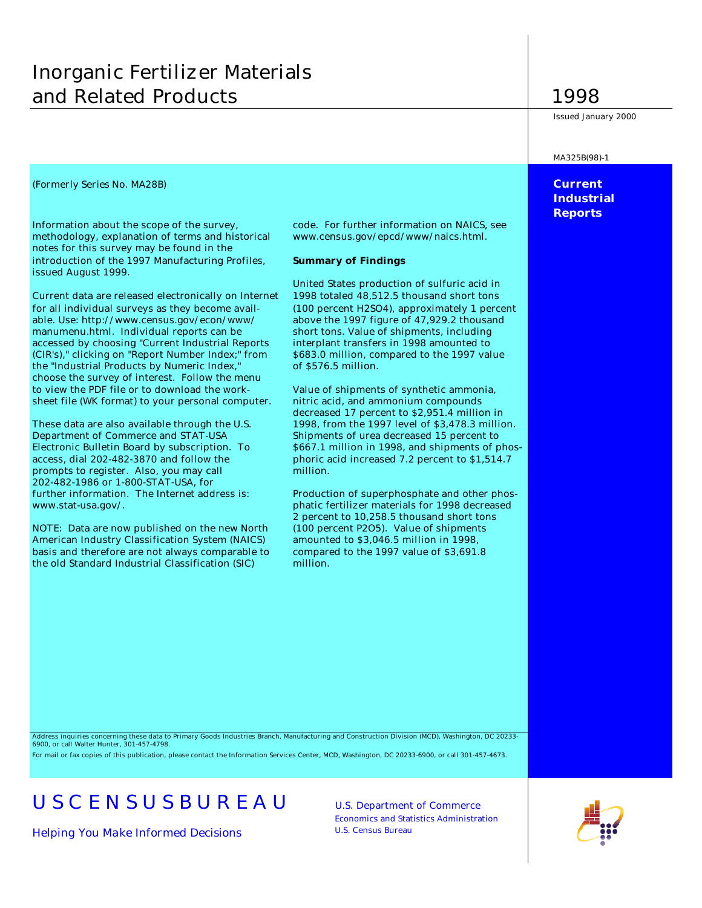# Inorganic Fertilizer Materials and Related Products

# 1998

Issued January 2000

MA325B(98)-1

**Current Industrial Reports**

(Formerly Series No. MA28B)

Information about the scope of the survey, methodology, explanation of terms and historical notes for this survey may be found in the introduction of the 1997 Manufacturing Profiles, issued August 1999.

Current data are released electronically on Internet for all individual surveys as they become available. Use: http://www.census.gov/econ/www/manumenu.html. Individual reports can be accessed by choosing "Current Industrial Reports (CIR's)," clicking on "Report Number Index;" from the "Industrial Products by Numeric Index," choose the survey of interest. Follow the menu to view the PDF file or to download the worksheet file (WK format) to your personal computer.

These data are also available through the U.S. Department of Commerce and STAT-USA Electronic Bulletin Board by subscription. To access, dial 202-482-3870 and follow the prompts to register. Also, you may call 202-482-1986 or 1-800-STAT-USA, for further information. The Internet address is: www.stat-usa.gov/.

NOTE: Data are now published on the new North American Industry Classification System (NAICS) basis and therefore are not always comparable to the old Standard Industrial Classification (SIC) code. For further information on NAICS, see www.census.gov/epcd/www/naics.html.

**Summary of Findings**

United States production of sulfuric acid in 1998 totaled 48,512.5 thousand short tons (100 percent $H_2SO_4$), approximately 1 percent above the 1997 figure of 47,929.2 thousand short tons. Value of shipments, including interplant transfers in 1998 amounted to $683.0 million, compared to the 1997 value of $576.5 million.

Value of shipments of synthetic ammonia, nitric acid, and ammonium compounds decreased 17 percent to $2,951.4 million in 1998, from the 1997 level of $3,478.3 million. Shipments of urea decreased 15 percent to $667.1 million in 1998, and shipments of phosphoric acid increased 7.2 percent to $1,514.7 million.

Production of superphosphate and other phosphatic fertilizer materials for 1998 decreased 2 percent to 10,258.5 thousand short tons (100 percent $P_2O_5$). Value of shipments amounted to $3,046.5 million in 1998, compared to the 1997 value of $3,691.8 million.

Address inquiries concerning these data to Primary Goods Industries Branch, Manufacturing and Construction Division (MCD), Washington, DC 20233-6900, or call Walter Hunter, 301-457-4798.

For mail or fax copies of this publication, please contact the Information Services Center, MCD, Washington, DC 20233-6900, or call 301-457-4673.

U S C E N S U S B U R E A U

Helping You Make Informed Decisions

U.S. Department of Commerce
Economics and Statistics Administration
U.S. Census Bureau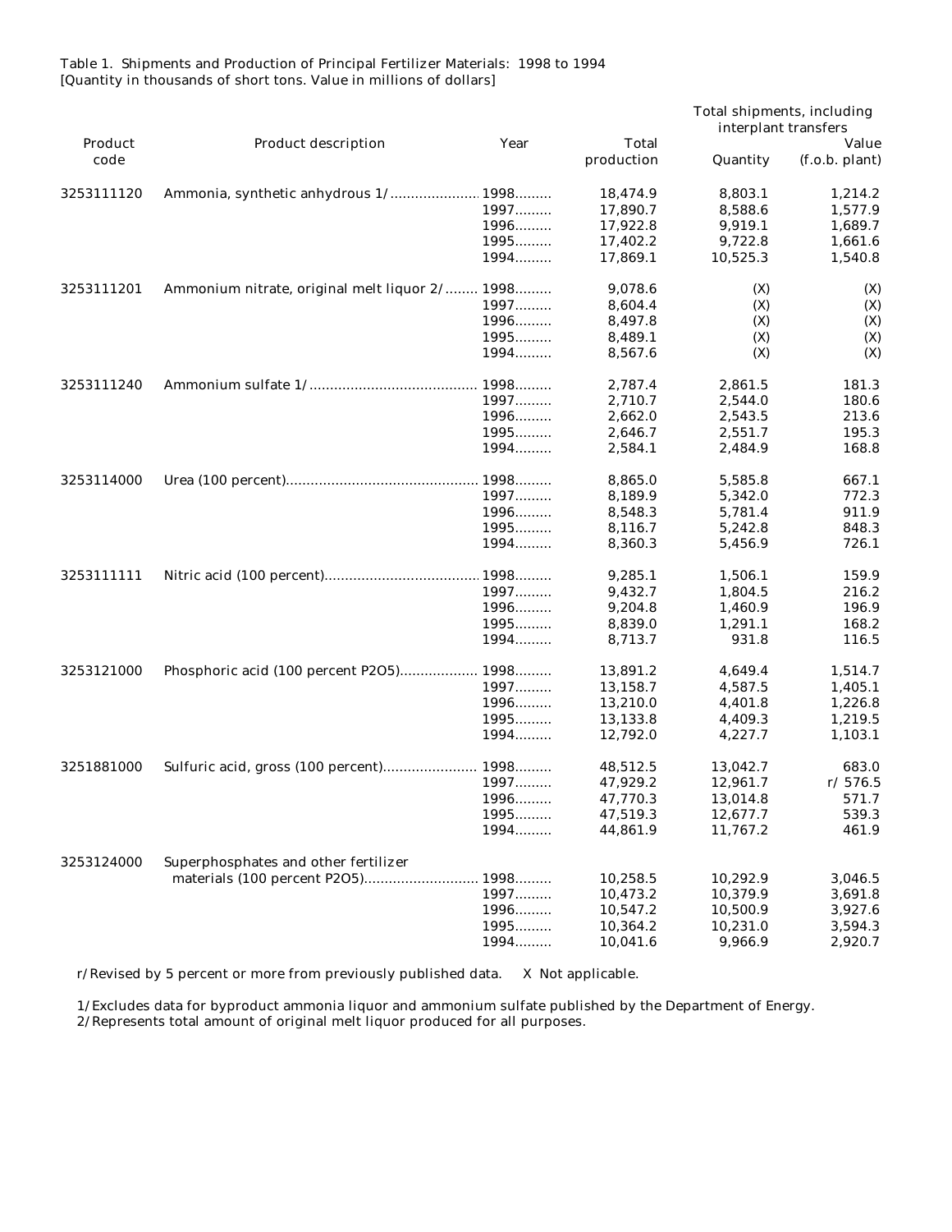Table 1. Shipments and Production of Principal Fertilizer Materials: 1998 to 1994
[Quantity in thousands of short tons. Value in millions of dollars]

| Product code | Product description | Year | Total production | Total shipments, including interplant transfers | |
|---|---|---|---|---|---|
| | | | | Quantity | Value (f.o.b. plant) |
| 3253111120 | Ammonia, synthetic anhydrous 1/ | 1998 | 18,474.9 | 8,803.1 | 1,214.2 |
| | | 1997 | 17,890.7 | 8,588.6 | 1,577.9 |
| | | 1996 | 17,922.8 | 9,919.1 | 1,689.7 |
| | | 1995 | 17,402.2 | 9,722.8 | 1,661.6 |
| | | 1994 | 17,869.1 | 10,525.3 | 1,540.8 |
| 3253111201 | Ammonium nitrate, original melt liquor 2/ | 1998 | 9,078.6 | (X) | (X) |
| | | 1997 | 8,604.4 | (X) | (X) |
| | | 1996 | 8,497.8 | (X) | (X) |
| | | 1995 | 8,489.1 | (X) | (X) |
| | | 1994 | 8,567.6 | (X) | (X) |
| 3253111240 | Ammonium sulfate 1/ | 1998 | 2,787.4 | 2,861.5 | 181.3 |
| | | 1997 | 2,710.7 | 2,544.0 | 180.6 |
| | | 1996 | 2,662.0 | 2,543.5 | 213.6 |
| | | 1995 | 2,646.7 | 2,551.7 | 195.3 |
| | | 1994 | 2,584.1 | 2,484.9 | 168.8 |
| 3253114000 | Urea (100 percent) | 1998 | 8,865.0 | 5,585.8 | 667.1 |
| | | 1997 | 8,189.9 | 5,342.0 | 772.3 |
| | | 1996 | 8,548.3 | 5,781.4 | 911.9 |
| | | 1995 | 8,116.7 | 5,242.8 | 848.3 |
| | | 1994 | 8,360.3 | 5,456.9 | 726.1 |
| 3253111111 | Nitric acid (100 percent) | 1998 | 9,285.1 | 1,506.1 | 159.9 |
| | | 1997 | 9,432.7 | 1,804.5 | 216.2 |
| | | 1996 | 9,204.8 | 1,460.9 | 196.9 |
| | | 1995 | 8,839.0 | 1,291.1 | 168.2 |
| | | 1994 | 8,713.7 | 931.8 | 116.5 |
| 3253121000 | Phosphoric acid (100 percent $P_2O_5$) | 1998 | 13,891.2 | 4,649.4 | 1,514.7 |
| | | 1997 | 13,158.7 | 4,587.5 | 1,405.1 |
| | | 1996 | 13,210.0 | 4,401.8 | 1,226.8 |
| | | 1995 | 13,133.8 | 4,409.3 | 1,219.5 |
| | | 1994 | 12,792.0 | 4,227.7 | 1,103.1 |
| 3251881000 | Sulfuric acid, gross (100 percent) | 1998 | 48,512.5 | 13,042.7 | 683.0 |
| | | 1997 | 47,929.2 | 12,961.7 | r/ 576.5 |
| | | 1996 | 47,770.3 | 13,014.8 | 571.7 |
| | | 1995 | 47,519.3 | 12,677.7 | 539.3 |
| | | 1994 | 44,861.9 | 11,767.2 | 461.9 |
| 3253124000 | Superphosphates and other fertilizer materials (100 percent $P_2O_5$) | 1998 | 10,258.5 | 10,292.9 | 3,046.5 |
| | | 1997 | 10,473.2 | 10,379.9 | 3,691.8 |
| | | 1996 | 10,547.2 | 10,500.9 | 3,927.6 |
| | | 1995 | 10,364.2 | 10,231.0 | 3,594.3 |
| | | 1994 | 10,041.6 | 9,966.9 | 2,920.7 |

r/Revised by 5 percent or more from previously published data. X Not applicable.

1/Excludes data for byproduct ammonia liquor and ammonium sulfate published by the Department of Energy.
2/Represents total amount of original melt liquor produced for all purposes.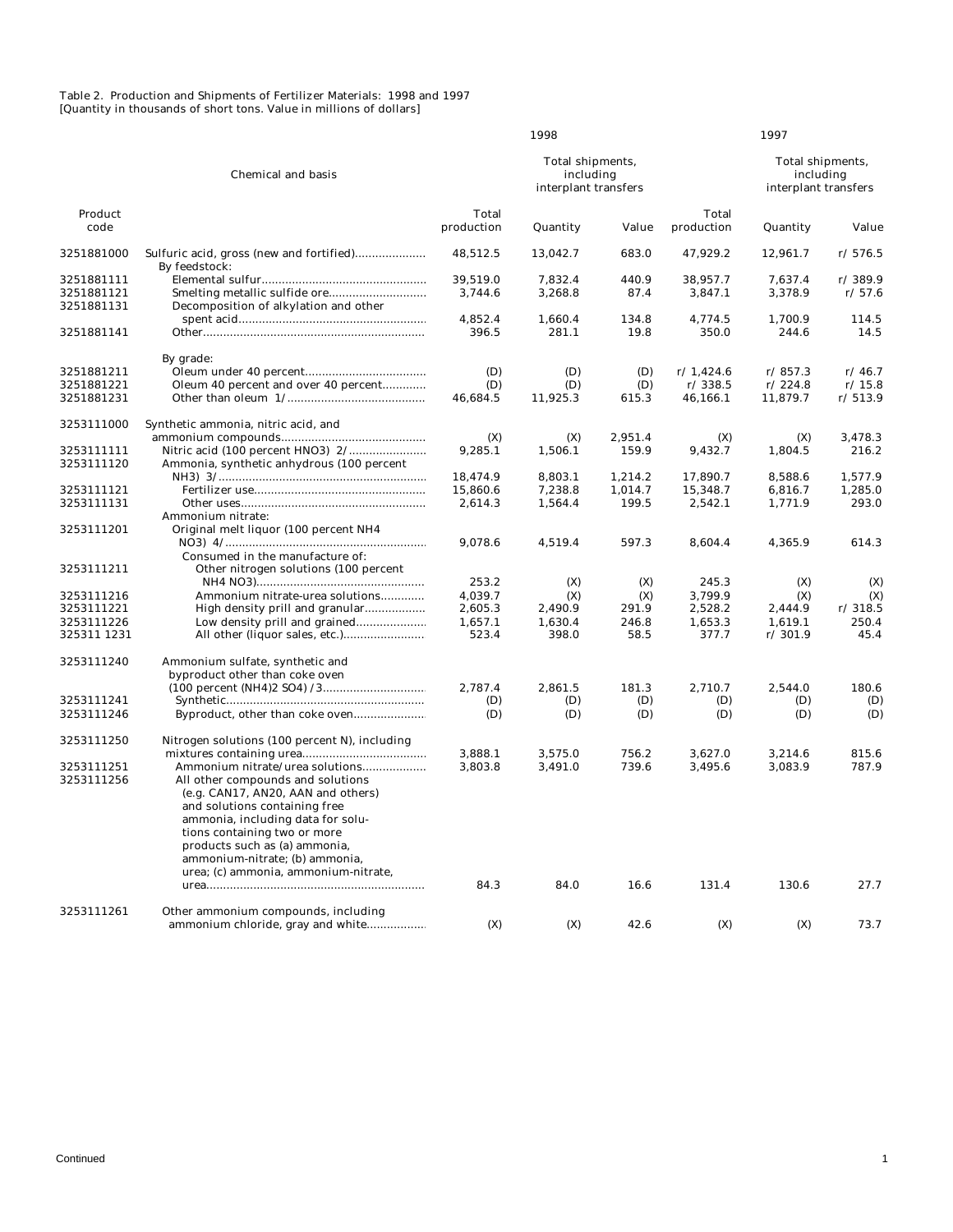Table 2. Production and Shipments of Fertilizer Materials: 1998 and 1997
[Quantity in thousands of short tons. Value in millions of dollars]

| Product code | Chemical and basis | 1998 Total production | 1998 Total shipments, including interplant transfers: Quantity | 1998 Total shipments, including interplant transfers: Value | 1997 Total production | 1997 Total shipments, including interplant transfers: Quantity | 1997 Total shipments, including interplant transfers: Value |
|---|---|---|---|---|---|---|---|
| 3251881000 | Sulfuric acid, gross (new and fortified) | 48,512.5 | 13,042.7 | 683.0 | 47,929.2 | 12,961.7 | r/ 576.5 |
| | By feedstock: | | | | | | |
| 3251881111 | Elemental sulfur | 39,519.0 | 7,832.4 | 440.9 | 38,957.7 | 7,637.4 | r/ 389.9 |
| 3251881121 | Smelting metallic sulfide ore | 3,744.6 | 3,268.8 | 87.4 | 3,847.1 | 3,378.9 | r/ 57.6 |
| 3251881131 | Decomposition of alkylation and other spent acid | 4,852.4 | 1,660.4 | 134.8 | 4,774.5 | 1,700.9 | 114.5 |
| 3251881141 | Other | 396.5 | 281.1 | 19.8 | 350.0 | 244.6 | 14.5 |
| | By grade: | | | | | | |
| 3251881211 | Oleum under 40 percent | (D) | (D) | (D) | r/ 1,424.6 | r/ 857.3 | r/ 46.7 |
| 3251881221 | Oleum 40 percent and over 40 percent | (D) | (D) | (D) | r/ 338.5 | r/ 224.8 | r/ 15.8 |
| 3251881231 | Other than oleum 1/ | 46,684.5 | 11,925.3 | 615.3 | 46,166.1 | 11,879.7 | r/ 513.9 |
| 3253111000 | Synthetic ammonia, nitric acid, and ammonium compounds | (X) | (X) | 2,951.4 | (X) | (X) | 3,478.3 |
| 3253111111 | Nitric acid (100 percent HNO3) 2/ | 9,285.1 | 1,506.1 | 159.9 | 9,432.7 | 1,804.5 | 216.2 |
| 3253111120 | Ammonia, synthetic anhydrous (100 percent NH3) 3/ | 18,474.9 | 8,803.1 | 1,214.2 | 17,890.7 | 8,588.6 | 1,577.9 |
| 3253111121 | Fertilizer use | 15,860.6 | 7,238.8 | 1,014.7 | 15,348.7 | 6,816.7 | 1,285.0 |
| 3253111131 | Other uses | 2,614.3 | 1,564.4 | 199.5 | 2,542.1 | 1,771.9 | 293.0 |
| | Ammonium nitrate: | | | | | | |
| 3253111201 | Original melt liquor (100 percent NH4 NO3) 4/ | 9,078.6 | 4,519.4 | 597.3 | 8,604.4 | 4,365.9 | 614.3 |
| | Consumed in the manufacture of: | | | | | | |
| 3253111211 | Other nitrogen solutions (100 percent NH4 NO3) | 253.2 | (X) | (X) | 245.3 | (X) | (X) |
| 3253111216 | Ammonium nitrate-urea solutions | 4,039.7 | (X) | (X) | 3,799.9 | (X) | (X) |
| 3253111221 | High density prill and granular | 2,605.3 | 2,490.9 | 291.9 | 2,528.2 | 2,444.9 | r/ 318.5 |
| 3253111226 | Low density prill and grained | 1,657.1 | 1,630.4 | 246.8 | 1,653.3 | 1,619.1 | 250.4 |
| 325311 1231 | All other (liquor sales, etc.) | 523.4 | 398.0 | 58.5 | 377.7 | r/ 301.9 | 45.4 |
| 3253111240 | Ammonium sulfate, synthetic and byproduct other than coke oven (100 percent (NH4)2 SO4) /3 | 2,787.4 | 2,861.5 | 181.3 | 2,710.7 | 2,544.0 | 180.6 |
| 3253111241 | Synthetic | (D) | (D) | (D) | (D) | (D) | (D) |
| 3253111246 | Byproduct, other than coke oven | (D) | (D) | (D) | (D) | (D) | (D) |
| 3253111250 | Nitrogen solutions (100 percent N), including mixtures containing urea | 3,888.1 | 3,575.0 | 756.2 | 3,627.0 | 3,214.6 | 815.6 |
| 3253111251 | Ammonium nitrate/urea solutions | 3,803.8 | 3,491.0 | 739.6 | 3,495.6 | 3,083.9 | 787.9 |
| 3253111256 | All other compounds and solutions (e.g. CAN17, AN20, AAN and others) and solutions containing free ammonia, including data for solutions containing two or more products such as (a) ammonia, ammonium-nitrate; (b) ammonia, urea; (c) ammonia, ammonium-nitrate, urea | 84.3 | 84.0 | 16.6 | 131.4 | 130.6 | 27.7 |
| 3253111261 | Other ammonium compounds, including ammonium chloride, gray and white | (X) | (X) | 42.6 | (X) | (X) | 73.7 |

Continued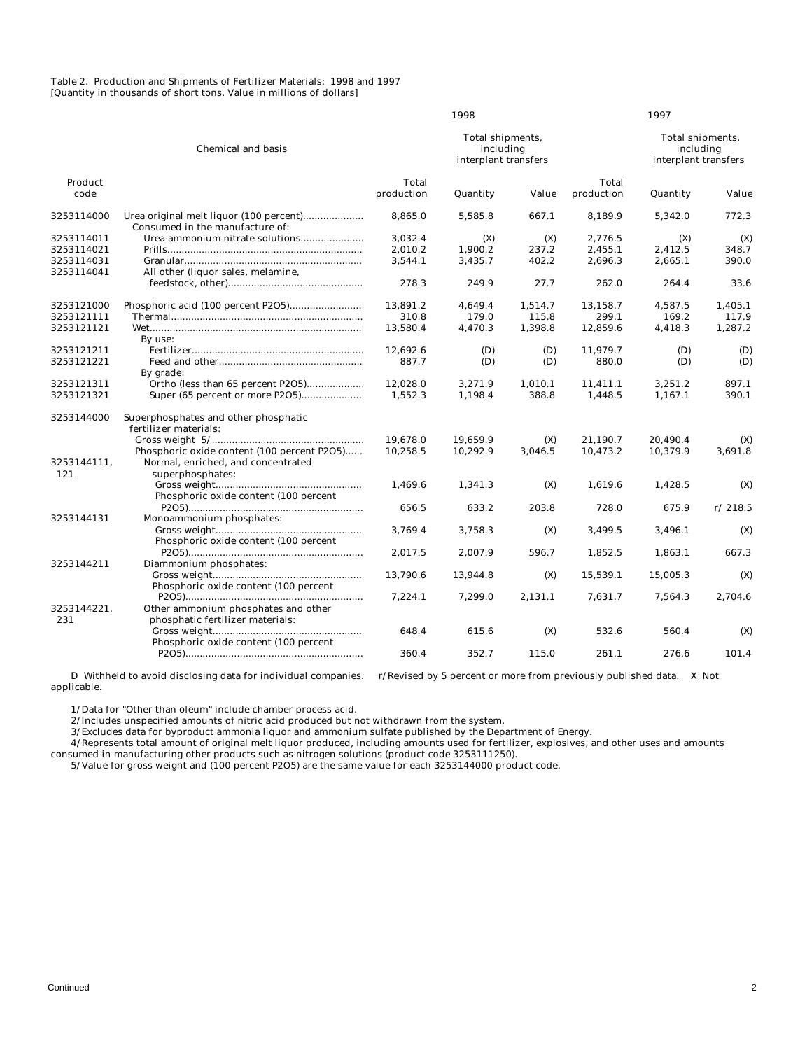Table 2. Production and Shipments of Fertilizer Materials: 1998 and 1997
[Quantity in thousands of short tons. Value in millions of dollars]

| Product code | Chemical and basis | 1998 Total production | 1998 Total shipments, including interplant transfers: Quantity | 1998 Total shipments, including interplant transfers: Value | 1997 Total production | 1997 Total shipments, including interplant transfers: Quantity | 1997 Total shipments, including interplant transfers: Value |
|---|---|---|---|---|---|---|---|
| 3253114000 | Urea original melt liquor (100 percent) | 8,865.0 | 5,585.8 | 667.1 | 8,189.9 | 5,342.0 | 772.3 |
| | Consumed in the manufacture of: | | | | | | |
| 3253114011 | Urea-ammonium nitrate solutions | 3,032.4 | (X) | (X) | 2,776.5 | (X) | (X) |
| 3253114021 | Prills | 2,010.2 | 1,900.2 | 237.2 | 2,455.1 | 2,412.5 | 348.7 |
| 3253114031 | Granular | 3,544.1 | 3,435.7 | 402.2 | 2,696.3 | 2,665.1 | 390.0 |
| 3253114041 | All other (liquor sales, melamine, feedstock, other) | 278.3 | 249.9 | 27.7 | 262.0 | 264.4 | 33.6 |
| 3253121000 | Phosphoric acid (100 percent P2O5) | 13,891.2 | 4,649.4 | 1,514.7 | 13,158.7 | 4,587.5 | 1,405.1 |
| 3253121111 | Thermal | 310.8 | 179.0 | 115.8 | 299.1 | 169.2 | 117.9 |
| 3253121121 | Wet | 13,580.4 | 4,470.3 | 1,398.8 | 12,859.6 | 4,418.3 | 1,287.2 |
| | By use: | | | | | | |
| 3253121211 | Fertilizer | 12,692.6 | (D) | (D) | 11,979.7 | (D) | (D) |
| 3253121221 | Feed and other | 887.7 | (D) | (D) | 880.0 | (D) | (D) |
| | By grade: | | | | | | |
| 3253121311 | Ortho (less than 65 percent P2O5) | 12,028.0 | 3,271.9 | 1,010.1 | 11,411.1 | 3,251.2 | 897.1 |
| 3253121321 | Super (65 percent or more P2O5) | 1,552.3 | 1,198.4 | 388.8 | 1,448.5 | 1,167.1 | 390.1 |
| 3253144000 | Superphosphates and other phosphatic fertilizer materials: | | | | | | |
| | Gross weight 5/ | 19,678.0 | 19,659.9 | (X) | 21,190.7 | 20,490.4 | (X) |
| | Phosphoric oxide content (100 percent P2O5) | 10,258.5 | 10,292.9 | 3,046.5 | 10,473.2 | 10,379.9 | 3,691.8 |
| 3253144111, 121 | Normal, enriched, and concentrated superphosphates: | | | | | | |
| | Gross weight | 1,469.6 | 1,341.3 | (X) | 1,619.6 | 1,428.5 | (X) |
| | Phosphoric oxide content (100 percent P2O5) | 656.5 | 633.2 | 203.8 | 728.0 | 675.9 | r/ 218.5 |
| 3253144131 | Monoammonium phosphates: | | | | | | |
| | Gross weight | 3,769.4 | 3,758.3 | (X) | 3,499.5 | 3,496.1 | (X) |
| | Phosphoric oxide content (100 percent P2O5) | 2,017.5 | 2,007.9 | 596.7 | 1,852.5 | 1,863.1 | 667.3 |
| 3253144211 | Diammonium phosphates: | | | | | | |
| | Gross weight | 13,790.6 | 13,944.8 | (X) | 15,539.1 | 15,005.3 | (X) |
| | Phosphoric oxide content (100 percent P2O5) | 7,224.1 | 7,299.0 | 2,131.1 | 7,631.7 | 7,564.3 | 2,704.6 |
| 3253144221, 231 | Other ammonium phosphates and other phosphatic fertilizer materials: | | | | | | |
| | Gross weight | 648.4 | 615.6 | (X) | 532.6 | 560.4 | (X) |
| | Phosphoric oxide content (100 percent P2O5) | 360.4 | 352.7 | 115.0 | 261.1 | 276.6 | 101.4 |

D Withheld to avoid disclosing data for individual companies. r/Revised by 5 percent or more from previously published data. X Not applicable.

1/Data for "Other than oleum" include chamber process acid.

2/Includes unspecified amounts of nitric acid produced but not withdrawn from the system.

3/Excludes data for byproduct ammonia liquor and ammonium sulfate published by the Department of Energy.

4/Represents total amount of original melt liquor produced, including amounts used for fertilizer, explosives, and other uses and amounts consumed in manufacturing other products such as nitrogen solutions (product code 3253111250).

5/Value for gross weight and (100 percent P2O5) are the same value for each 3253144000 product code.

Continued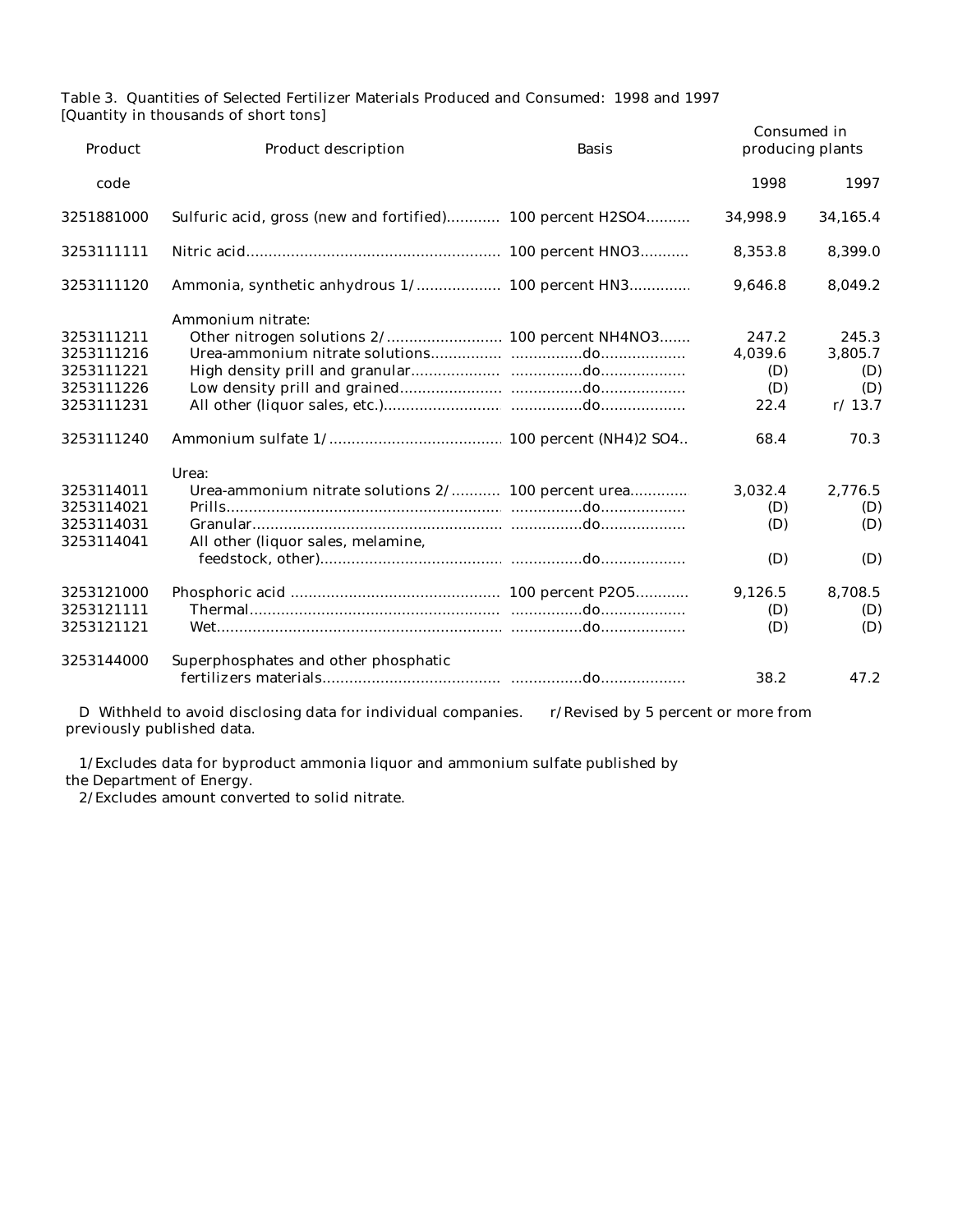Table 3. Quantities of Selected Fertilizer Materials Produced and Consumed: 1998 and 1997
[Quantity in thousands of short tons]

| Product code | Product description | Basis | Consumed in producing plants | |
|---|---|---|---|---|
| | | | 1998 | 1997 |
| 3251881000 | Sulfuric acid, gross (new and fortified) | 100 percent $H_2SO_4$ | 34,998.9 | 34,165.4 |
| 3253111111 | Nitric acid | 100 percent $HNO_3$ | 8,353.8 | 8,399.0 |
| 3253111120 | Ammonia, synthetic anhydrous 1/ | 100 percent HN3 | 9,646.8 | 8,049.2 |
| | Ammonium nitrate: | | | |
| 3253111211 | Other nitrogen solutions 2/ | 100 percent $NH_4NO_3$ | 247.2 | 245.3 |
| 3253111216 | Urea-ammonium nitrate solutions | do | 4,039.6 | 3,805.7 |
| 3253111221 | High density prill and granular | do | (D) | (D) |
| 3253111226 | Low density prill and grained | do | (D) | (D) |
| 3253111231 | All other (liquor sales, etc.) | do | 22.4 | r/ 13.7 |
| 3253111240 | Ammonium sulfate 1/ | 100 percent $(NH_4)_2SO_4$ | 68.4 | 70.3 |
| | Urea: | | | |
| 3253114011 | Urea-ammonium nitrate solutions 2/ | 100 percent urea | 3,032.4 | 2,776.5 |
| 3253114021 | Prills | do | (D) | (D) |
| 3253114031 | Granular | do | (D) | (D) |
| 3253114041 | All other (liquor sales, melamine, feedstock, other) | do | (D) | (D) |
| 3253121000 | Phosphoric acid | 100 percent $P_2O_5$ | 9,126.5 | 8,708.5 |
| 3253121111 | Thermal | do | (D) | (D) |
| 3253121121 | Wet | do | (D) | (D) |
| 3253144000 | Superphosphates and other phosphatic fertilizers materials | do | 38.2 | 47.2 |

D Withheld to avoid disclosing data for individual companies. r/Revised by 5 percent or more from previously published data.

1/Excludes data for byproduct ammonia liquor and ammonium sulfate published by the Department of Energy.
2/Excludes amount converted to solid nitrate.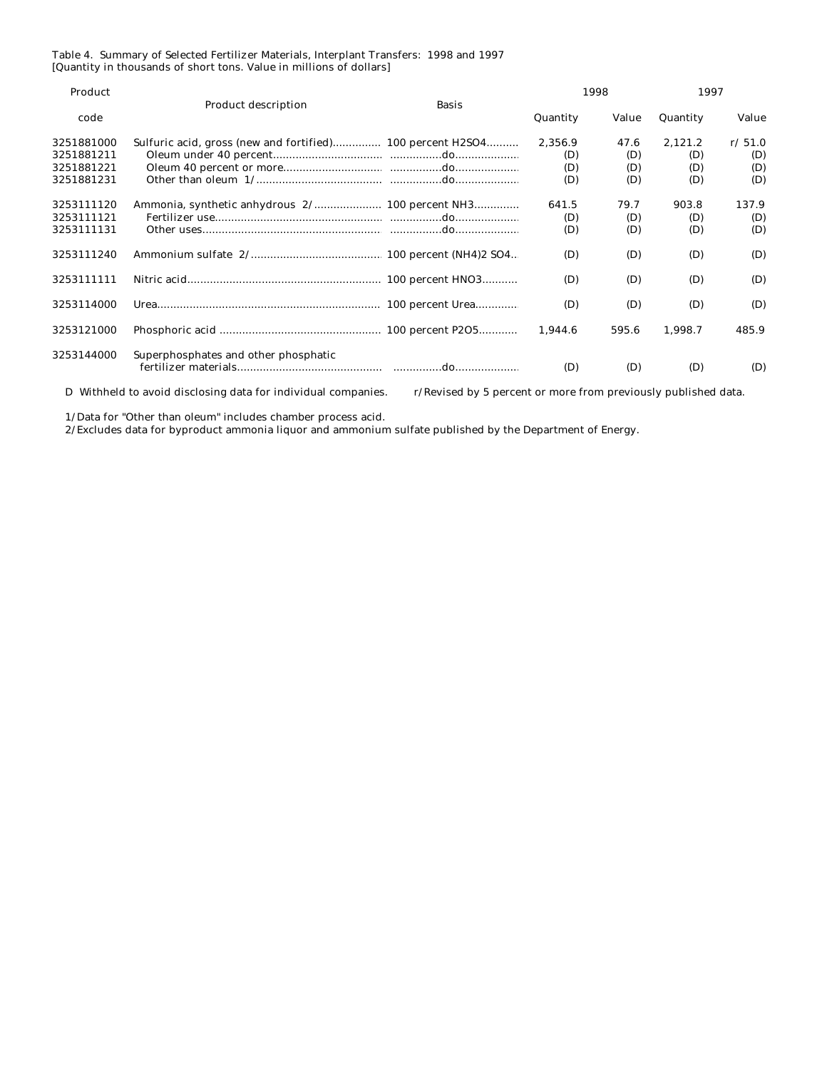Table 4. Summary of Selected Fertilizer Materials, Interplant Transfers: 1998 and 1997
[Quantity in thousands of short tons. Value in millions of dollars]

| Product code | Product description | Basis | 1998 Quantity | 1998 Value | 1997 Quantity | 1997 Value |
|---|---|---|---|---|---|---|
| 3251881000 | Sulfuric acid, gross (new and fortified) | 100 percent $H_2SO_4$ | 2,356.9 | 47.6 | 2,121.2 | r/ 51.0 |
| 3251881211 | Oleum under 40 percent | do | (D) | (D) | (D) | (D) |
| 3251881221 | Oleum 40 percent or more | do | (D) | (D) | (D) | (D) |
| 3251881231 | Other than oleum 1/ | do | (D) | (D) | (D) | (D) |
| 3253111120 | Ammonia, synthetic anhydrous 2/ | 100 percent $NH_3$ | 641.5 | 79.7 | 903.8 | 137.9 |
| 3253111121 | Fertilizer use | do | (D) | (D) | (D) | (D) |
| 3253111131 | Other uses | do | (D) | (D) | (D) | (D) |
| 3253111240 | Ammonium sulfate 2/ | 100 percent $(NH_4)_2 SO_4$ | (D) | (D) | (D) | (D) |
| 3253111111 | Nitric acid | 100 percent $HNO_3$ | (D) | (D) | (D) | (D) |
| 3253114000 | Urea | 100 percent Urea | (D) | (D) | (D) | (D) |
| 3253121000 | Phosphoric acid | 100 percent $P_2O_5$ | 1,944.6 | 595.6 | 1,998.7 | 485.9 |
| 3253144000 | Superphosphates and other phosphatic fertilizer materials | do | (D) | (D) | (D) | (D) |

D Withheld to avoid disclosing data for individual companies. r/Revised by 5 percent or more from previously published data.

1/Data for "Other than oleum" includes chamber process acid.
2/Excludes data for byproduct ammonia liquor and ammonium sulfate published by the Department of Energy.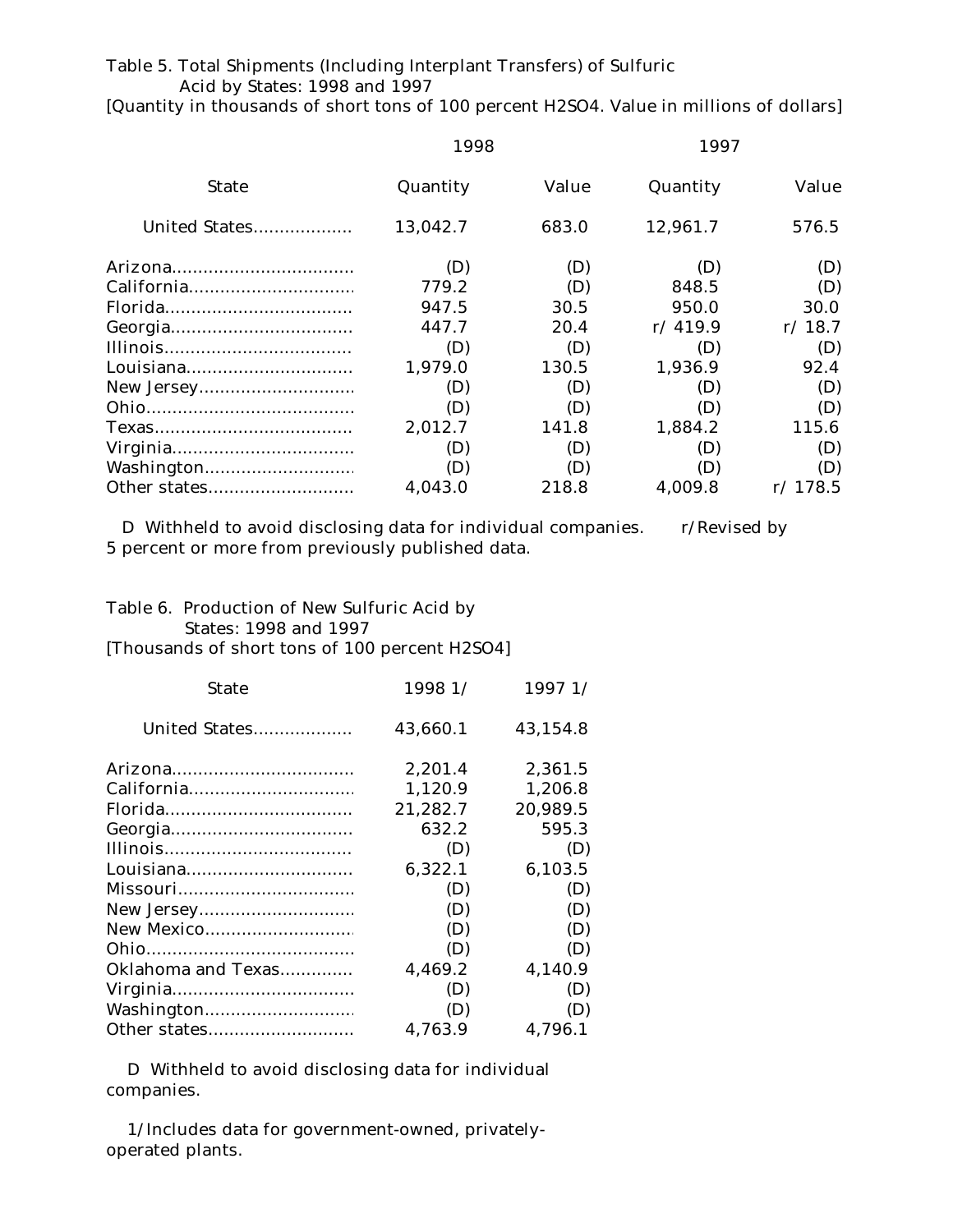Table 5. Total Shipments (Including Interplant Transfers) of Sulfuric Acid by States: 1998 and 1997

[Quantity in thousands of short tons of 100 percent $H_2SO_4$. Value in millions of dollars]

| State | 1998 | | 1997 | |
|---|---|---|---|---|
| | Quantity | Value | Quantity | Value |
| United States | 13,042.7 | 683.0 | 12,961.7 | 576.5 |
| Arizona | (D) | (D) | (D) | (D) |
| California | 779.2 | (D) | 848.5 | (D) |
| Florida | 947.5 | 30.5 | 950.0 | 30.0 |
| Georgia | 447.7 | 20.4 | r/ 419.9 | r/ 18.7 |
| Illinois | (D) | (D) | (D) | (D) |
| Louisiana | 1,979.0 | 130.5 | 1,936.9 | 92.4 |
| New Jersey | (D) | (D) | (D) | (D) |
| Ohio | (D) | (D) | (D) | (D) |
| Texas | 2,012.7 | 141.8 | 1,884.2 | 115.6 |
| Virginia | (D) | (D) | (D) | (D) |
| Washington | (D) | (D) | (D) | (D) |
| Other states | 4,043.0 | 218.8 | 4,009.8 | r/ 178.5 |

D Withheld to avoid disclosing data for individual companies. r/Revised by 5 percent or more from previously published data.

Table 6. Production of New Sulfuric Acid by States: 1998 and 1997

[Thousands of short tons of 100 percent $H_2SO_4$]

| State | 1998 1/ | 1997 1/ |
|---|---|---|
| United States | 43,660.1 | 43,154.8 |
| Arizona | 2,201.4 | 2,361.5 |
| California | 1,120.9 | 1,206.8 |
| Florida | 21,282.7 | 20,989.5 |
| Georgia | 632.2 | 595.3 |
| Illinois | (D) | (D) |
| Louisiana | 6,322.1 | 6,103.5 |
| Missouri | (D) | (D) |
| New Jersey | (D) | (D) |
| New Mexico | (D) | (D) |
| Ohio | (D) | (D) |
| Oklahoma and Texas | 4,469.2 | 4,140.9 |
| Virginia | (D) | (D) |
| Washington | (D) | (D) |
| Other states | 4,763.9 | 4,796.1 |

D Withheld to avoid disclosing data for individual companies.

1/Includes data for government-owned, privately-operated plants.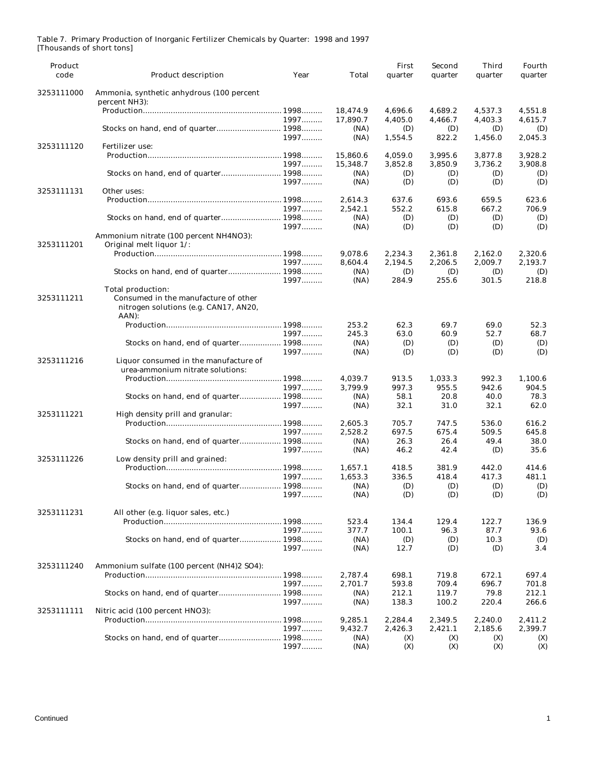Table 7. Primary Production of Inorganic Fertilizer Chemicals by Quarter: 1998 and 1997
[Thousands of short tons]

| Product code | Product description | Year | Total | First quarter | Second quarter | Third quarter | Fourth quarter |
|---|---|---|---|---|---|---|---|
| 3253111000 | Ammonia, synthetic anhydrous (100 percent percent NH3): | | | | | | |
| | Production | 1998 | 18,474.9 | 4,696.6 | 4,689.2 | 4,537.3 | 4,551.8 |
| | | 1997 | 17,890.7 | 4,405.0 | 4,466.7 | 4,403.3 | 4,615.7 |
| | Stocks on hand, end of quarter | 1998 | (NA) | (D) | (D) | (D) | (D) |
| | | 1997 | (NA) | 1,554.5 | 822.2 | 1,456.0 | 2,045.3 |
| 3253111120 | Fertilizer use: | | | | | | |
| | Production | 1998 | 15,860.6 | 4,059.0 | 3,995.6 | 3,877.8 | 3,928.2 |
| | | 1997 | 15,348.7 | 3,852.8 | 3,850.9 | 3,736.2 | 3,908.8 |
| | Stocks on hand, end of quarter | 1998 | (NA) | (D) | (D) | (D) | (D) |
| | | 1997 | (NA) | (D) | (D) | (D) | (D) |
| 3253111131 | Other uses: | | | | | | |
| | Production | 1998 | 2,614.3 | 637.6 | 693.6 | 659.5 | 623.6 |
| | | 1997 | 2,542.1 | 552.2 | 615.8 | 667.2 | 706.9 |
| | Stocks on hand, end of quarter | 1998 | (NA) | (D) | (D) | (D) | (D) |
| | | 1997 | (NA) | (D) | (D) | (D) | (D) |
| | Ammonium nitrate (100 percent NH4NO3): | | | | | | |
| 3253111201 | Original melt liquor 1/: | | | | | | |
| | Production | 1998 | 9,078.6 | 2,234.3 | 2,361.8 | 2,162.0 | 2,320.6 |
| | | 1997 | 8,604.4 | 2,194.5 | 2,206.5 | 2,009.7 | 2,193.7 |
| | Stocks on hand, end of quarter | 1998 | (NA) | (D) | (D) | (D) | (D) |
| | | 1997 | (NA) | 284.9 | 255.6 | 301.5 | 218.8 |
| | Total production: | | | | | | |
| 3253111211 | Consumed in the manufacture of other nitrogen solutions (e.g. CAN17, AN20, AAN): | | | | | | |
| | Production | 1998 | 253.2 | 62.3 | 69.7 | 69.0 | 52.3 |
| | | 1997 | 245.3 | 63.0 | 60.9 | 52.7 | 68.7 |
| | Stocks on hand, end of quarter | 1998 | (NA) | (D) | (D) | (D) | (D) |
| | | 1997 | (NA) | (D) | (D) | (D) | (D) |
| 3253111216 | Liquor consumed in the manufacture of urea-ammonium nitrate solutions: | | | | | | |
| | Production | 1998 | 4,039.7 | 913.5 | 1,033.3 | 992.3 | 1,100.6 |
| | | 1997 | 3,799.9 | 997.3 | 955.5 | 942.6 | 904.5 |
| | Stocks on hand, end of quarter | 1998 | (NA) | 58.1 | 20.8 | 40.0 | 78.3 |
| | | 1997 | (NA) | 32.1 | 31.0 | 32.1 | 62.0 |
| 3253111221 | High density prill and granular: | | | | | | |
| | Production | 1998 | 2,605.3 | 705.7 | 747.5 | 536.0 | 616.2 |
| | | 1997 | 2,528.2 | 697.5 | 675.4 | 509.5 | 645.8 |
| | Stocks on hand, end of quarter | 1998 | (NA) | 26.3 | 26.4 | 49.4 | 38.0 |
| | | 1997 | (NA) | 46.2 | 42.4 | (D) | 35.6 |
| 3253111226 | Low density prill and grained: | | | | | | |
| | Production | 1998 | 1,657.1 | 418.5 | 381.9 | 442.0 | 414.6 |
| | | 1997 | 1,653.3 | 336.5 | 418.4 | 417.3 | 481.1 |
| | Stocks on hand, end of quarter | 1998 | (NA) | (D) | (D) | (D) | (D) |
| | | 1997 | (NA) | (D) | (D) | (D) | (D) |
| 3253111231 | All other (e.g. liquor sales, etc.) | | | | | | |
| | Production | 1998 | 523.4 | 134.4 | 129.4 | 122.7 | 136.9 |
| | | 1997 | 377.7 | 100.1 | 96.3 | 87.7 | 93.6 |
| | Stocks on hand, end of quarter | 1998 | (NA) | (D) | (D) | 10.3 | (D) |
| | | 1997 | (NA) | 12.7 | (D) | (D) | 3.4 |
| 3253111240 | Ammonium sulfate (100 percent (NH4)2 SO4): | | | | | | |
| | Production | 1998 | 2,787.4 | 698.1 | 719.8 | 672.1 | 697.4 |
| | | 1997 | 2,701.7 | 593.8 | 709.4 | 696.7 | 701.8 |
| | Stocks on hand, end of quarter | 1998 | (NA) | 212.1 | 119.7 | 79.8 | 212.1 |
| | | 1997 | (NA) | 138.3 | 100.2 | 220.4 | 266.6 |
| 3253111111 | Nitric acid (100 percent HNO3): | | | | | | |
| | Production | 1998 | 9,285.1 | 2,284.4 | 2,349.5 | 2,240.0 | 2,411.2 |
| | | 1997 | 9,432.7 | 2,426.3 | 2,421.1 | 2,185.6 | 2,399.7 |
| | Stocks on hand, end of quarter | 1998 | (NA) | (X) | (X) | (X) | (X) |
| | | 1997 | (NA) | (X) | (X) | (X) | (X) |

Continued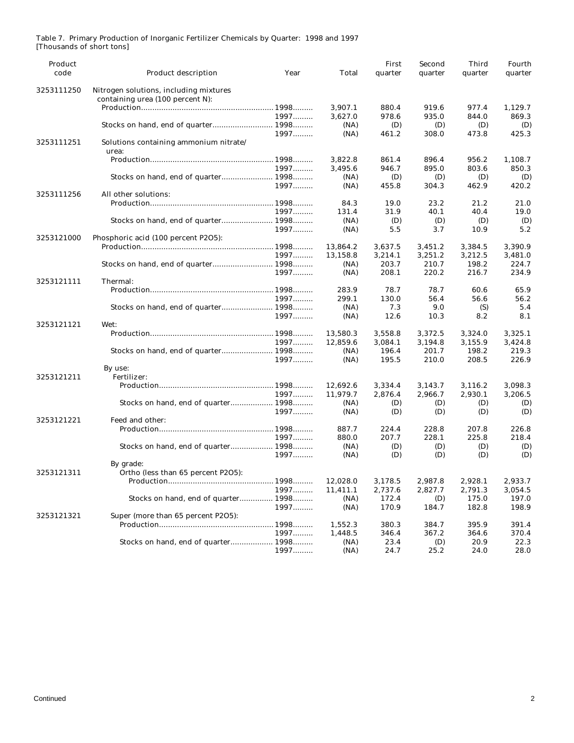Table 7. Primary Production of Inorganic Fertilizer Chemicals by Quarter: 1998 and 1997
[Thousands of short tons]

| Product code | Product description | Year | Total | First quarter | Second quarter | Third quarter | Fourth quarter |
|---|---|---|---|---|---|---|---|
| 3253111250 | Nitrogen solutions, including mixtures containing urea (100 percent N): | | | | | | |
| | Production | 1998 | 3,907.1 | 880.4 | 919.6 | 977.4 | 1,129.7 |
| | | 1997 | 3,627.0 | 978.6 | 935.0 | 844.0 | 869.3 |
| | Stocks on hand, end of quarter | 1998 | (NA) | (D) | (D) | (D) | (D) |
| | | 1997 | (NA) | 461.2 | 308.0 | 473.8 | 425.3 |
| 3253111251 | Solutions containing ammonium nitrate/ urea: | | | | | | |
| | Production | 1998 | 3,822.8 | 861.4 | 896.4 | 956.2 | 1,108.7 |
| | | 1997 | 3,495.6 | 946.7 | 895.0 | 803.6 | 850.3 |
| | Stocks on hand, end of quarter | 1998 | (NA) | (D) | (D) | (D) | (D) |
| | | 1997 | (NA) | 455.8 | 304.3 | 462.9 | 420.2 |
| 3253111256 | All other solutions: | | | | | | |
| | Production | 1998 | 84.3 | 19.0 | 23.2 | 21.2 | 21.0 |
| | | 1997 | 131.4 | 31.9 | 40.1 | 40.4 | 19.0 |
| | Stocks on hand, end of quarter | 1998 | (NA) | (D) | (D) | (D) | (D) |
| | | 1997 | (NA) | 5.5 | 3.7 | 10.9 | 5.2 |
| 3253121000 | Phosphoric acid (100 percent P2O5): | | | | | | |
| | Production | 1998 | 13,864.2 | 3,637.5 | 3,451.2 | 3,384.5 | 3,390.9 |
| | | 1997 | 13,158.8 | 3,214.1 | 3,251.2 | 3,212.5 | 3,481.0 |
| | Stocks on hand, end of quarter | 1998 | (NA) | 203.7 | 210.7 | 198.2 | 224.7 |
| | | 1997 | (NA) | 208.1 | 220.2 | 216.7 | 234.9 |
| 3253121111 | Thermal: | | | | | | |
| | Production | 1998 | 283.9 | 78.7 | 78.7 | 60.6 | 65.9 |
| | | 1997 | 299.1 | 130.0 | 56.4 | 56.6 | 56.2 |
| | Stocks on hand, end of quarter | 1998 | (NA) | 7.3 | 9.0 | (S) | 5.4 |
| | | 1997 | (NA) | 12.6 | 10.3 | 8.2 | 8.1 |
| 3253121121 | Wet: | | | | | | |
| | Production | 1998 | 13,580.3 | 3,558.8 | 3,372.5 | 3,324.0 | 3,325.1 |
| | | 1997 | 12,859.6 | 3,084.1 | 3,194.8 | 3,155.9 | 3,424.8 |
| | Stocks on hand, end of quarter | 1998 | (NA) | 196.4 | 201.7 | 198.2 | 219.3 |
| | | 1997 | (NA) | 195.5 | 210.0 | 208.5 | 226.9 |
| | By use: | | | | | | |
| 3253121211 | Fertilizer: | | | | | | |
| | Production | 1998 | 12,692.6 | 3,334.4 | 3,143.7 | 3,116.2 | 3,098.3 |
| | | 1997 | 11,979.7 | 2,876.4 | 2,966.7 | 2,930.1 | 3,206.5 |
| | Stocks on hand, end of quarter | 1998 | (NA) | (D) | (D) | (D) | (D) |
| | | 1997 | (NA) | (D) | (D) | (D) | (D) |
| 3253121221 | Feed and other: | | | | | | |
| | Production | 1998 | 887.7 | 224.4 | 228.8 | 207.8 | 226.8 |
| | | 1997 | 880.0 | 207.7 | 228.1 | 225.8 | 218.4 |
| | Stocks on hand, end of quarter | 1998 | (NA) | (D) | (D) | (D) | (D) |
| | | 1997 | (NA) | (D) | (D) | (D) | (D) |
| | By grade: | | | | | | |
| 3253121311 | Ortho (less than 65 percent P2O5): | | | | | | |
| | Production | 1998 | 12,028.0 | 3,178.5 | 2,987.8 | 2,928.1 | 2,933.7 |
| | | 1997 | 11,411.1 | 2,737.6 | 2,827.7 | 2,791.3 | 3,054.5 |
| | Stocks on hand, end of quarter | 1998 | (NA) | 172.4 | (D) | 175.0 | 197.0 |
| | | 1997 | (NA) | 170.9 | 184.7 | 182.8 | 198.9 |
| 3253121321 | Super (more than 65 percent P2O5): | | | | | | |
| | Production | 1998 | 1,552.3 | 380.3 | 384.7 | 395.9 | 391.4 |
| | | 1997 | 1,448.5 | 346.4 | 367.2 | 364.6 | 370.4 |
| | Stocks on hand, end of quarter | 1998 | (NA) | 23.4 | (D) | 20.9 | 22.3 |
| | | 1997 | (NA) | 24.7 | 25.2 | 24.0 | 28.0 |

Continued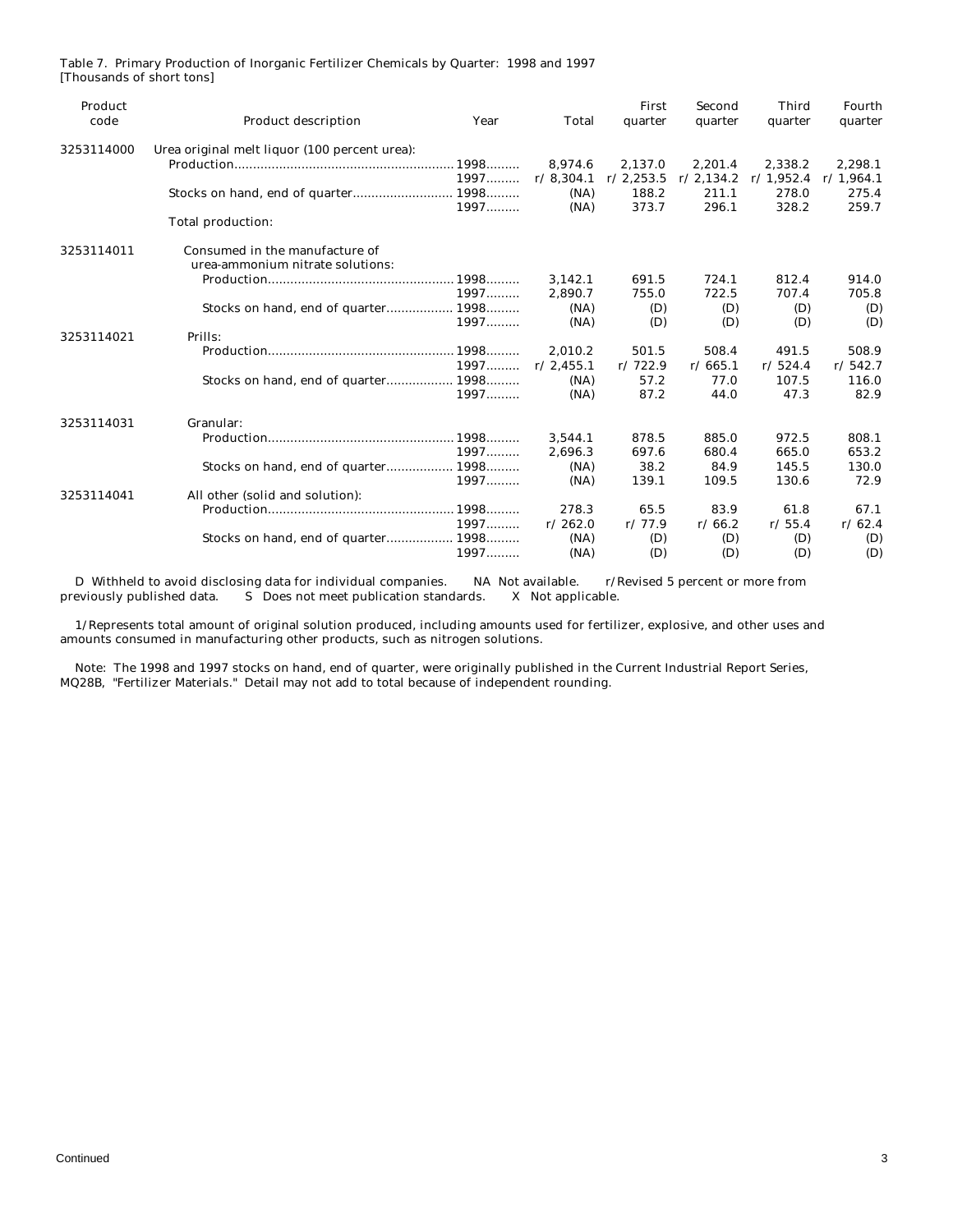Table 7. Primary Production of Inorganic Fertilizer Chemicals by Quarter: 1998 and 1997
[Thousands of short tons]

| Product code | Product description | Year | Total | First quarter | Second quarter | Third quarter | Fourth quarter |
|---|---|---|---|---|---|---|---|
| 3253114000 | Urea original melt liquor (100 percent urea): | | | | | | |
| | Production | 1998 | 8,974.6 | 2,137.0 | 2,201.4 | 2,338.2 | 2,298.1 |
| | | 1997 | r/ 8,304.1 | r/ 2,253.5 | r/ 2,134.2 | r/ 1,952.4 | r/ 1,964.1 |
| | Stocks on hand, end of quarter | 1998 | (NA) | 188.2 | 211.1 | 278.0 | 275.4 |
| | | 1997 | (NA) | 373.7 | 296.1 | 328.2 | 259.7 |
| | Total production: | | | | | | |
| 3253114011 | Consumed in the manufacture of urea-ammonium nitrate solutions: | | | | | | |
| | Production | 1998 | 3,142.1 | 691.5 | 724.1 | 812.4 | 914.0 |
| | | 1997 | 2,890.7 | 755.0 | 722.5 | 707.4 | 705.8 |
| | Stocks on hand, end of quarter | 1998 | (NA) | (D) | (D) | (D) | (D) |
| | | 1997 | (NA) | (D) | (D) | (D) | (D) |
| 3253114021 | Prills: | | | | | | |
| | Production | 1998 | 2,010.2 | 501.5 | 508.4 | 491.5 | 508.9 |
| | | 1997 | r/ 2,455.1 | r/ 722.9 | r/ 665.1 | r/ 524.4 | r/ 542.7 |
| | Stocks on hand, end of quarter | 1998 | (NA) | 57.2 | 77.0 | 107.5 | 116.0 |
| | | 1997 | (NA) | 87.2 | 44.0 | 47.3 | 82.9 |
| 3253114031 | Granular: | | | | | | |
| | Production | 1998 | 3,544.1 | 878.5 | 885.0 | 972.5 | 808.1 |
| | | 1997 | 2,696.3 | 697.6 | 680.4 | 665.0 | 653.2 |
| | Stocks on hand, end of quarter | 1998 | (NA) | 38.2 | 84.9 | 145.5 | 130.0 |
| | | 1997 | (NA) | 139.1 | 109.5 | 130.6 | 72.9 |
| 3253114041 | All other (solid and solution): | | | | | | |
| | Production | 1998 | 278.3 | 65.5 | 83.9 | 61.8 | 67.1 |
| | | 1997 | r/ 262.0 | r/ 77.9 | r/ 66.2 | r/ 55.4 | r/ 62.4 |
| | Stocks on hand, end of quarter | 1998 | (NA) | (D) | (D) | (D) | (D) |
| | | 1997 | (NA) | (D) | (D) | (D) | (D) |

D Withheld to avoid disclosing data for individual companies. NA Not available. r/Revised 5 percent or more from previously published data. S Does not meet publication standards. X Not applicable.

1/Represents total amount of original solution produced, including amounts used for fertilizer, explosive, and other uses and amounts consumed in manufacturing other products, such as nitrogen solutions.

Note: The 1998 and 1997 stocks on hand, end of quarter, were originally published in the Current Industrial Report Series, MQ28B, "Fertilizer Materials." Detail may not add to total because of independent rounding.

Continued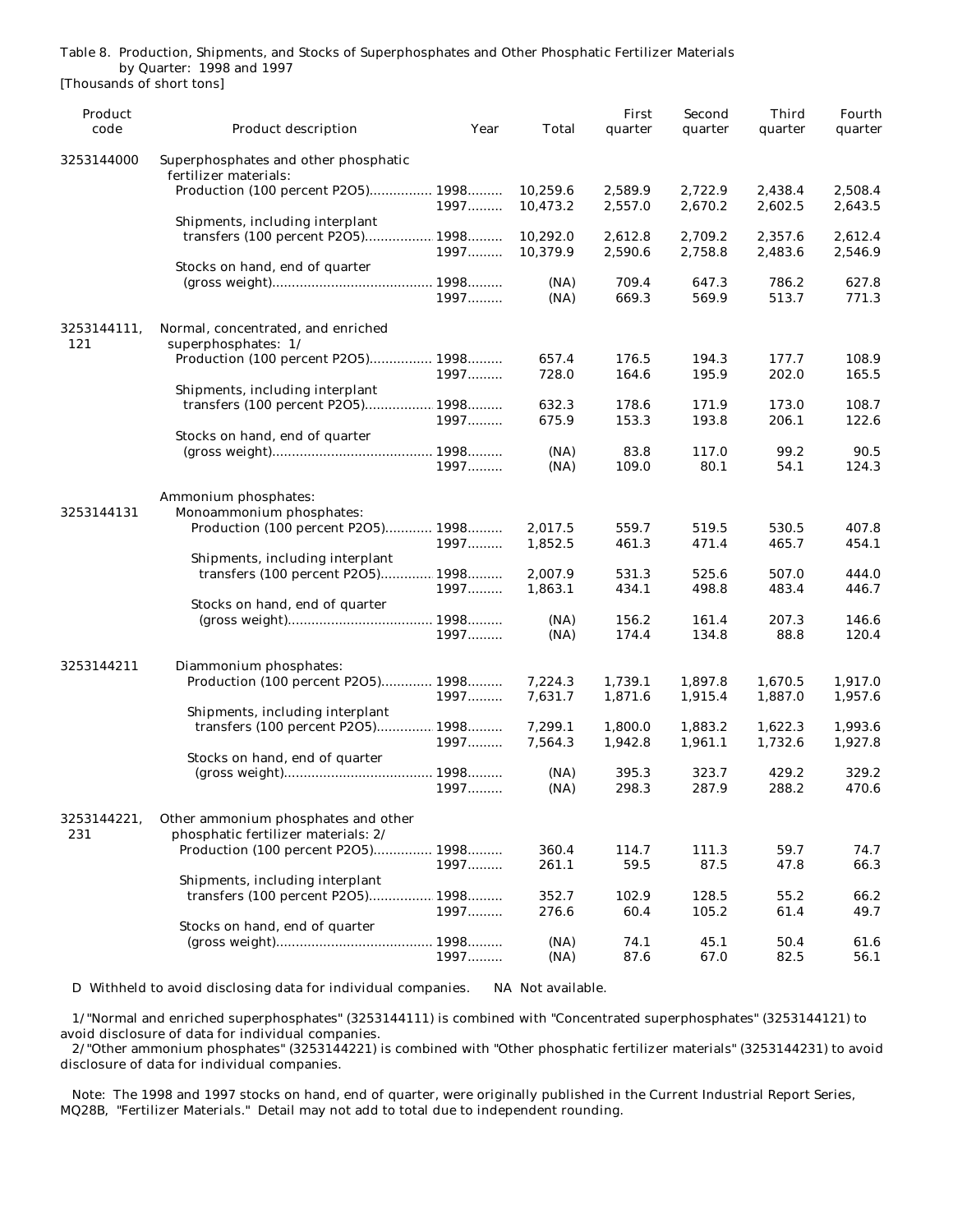Table 8. Production, Shipments, and Stocks of Superphosphates and Other Phosphatic Fertilizer Materials by Quarter: 1998 and 1997

[Thousands of short tons]

| Product code | Product description | Year | Total | First quarter | Second quarter | Third quarter | Fourth quarter |
|---|---|---|---|---|---|---|---|
| 3253144000 | Superphosphates and other phosphatic fertilizer materials: | | | | | | |
| | Production (100 percent P2O5) | 1998 | 10,259.6 | 2,589.9 | 2,722.9 | 2,438.4 | 2,508.4 |
| | | 1997 | 10,473.2 | 2,557.0 | 2,670.2 | 2,602.5 | 2,643.5 |
| | Shipments, including interplant transfers (100 percent P2O5) | 1998 | 10,292.0 | 2,612.8 | 2,709.2 | 2,357.6 | 2,612.4 |
| | | 1997 | 10,379.9 | 2,590.6 | 2,758.8 | 2,483.6 | 2,546.9 |
| | Stocks on hand, end of quarter (gross weight) | 1998 | (NA) | 709.4 | 647.3 | 786.2 | 627.8 |
| | | 1997 | (NA) | 669.3 | 569.9 | 513.7 | 771.3 |
| 3253144111, 121 | Normal, concentrated, and enriched superphosphates: 1/ | | | | | | |
| | Production (100 percent P2O5) | 1998 | 657.4 | 176.5 | 194.3 | 177.7 | 108.9 |
| | | 1997 | 728.0 | 164.6 | 195.9 | 202.0 | 165.5 |
| | Shipments, including interplant transfers (100 percent P2O5) | 1998 | 632.3 | 178.6 | 171.9 | 173.0 | 108.7 |
| | | 1997 | 675.9 | 153.3 | 193.8 | 206.1 | 122.6 |
| | Stocks on hand, end of quarter (gross weight) | 1998 | (NA) | 83.8 | 117.0 | 99.2 | 90.5 |
| | | 1997 | (NA) | 109.0 | 80.1 | 54.1 | 124.3 |
| | Ammonium phosphates: | | | | | | |
| 3253144131 | Monoammonium phosphates: | | | | | | |
| | Production (100 percent P2O5) | 1998 | 2,017.5 | 559.7 | 519.5 | 530.5 | 407.8 |
| | | 1997 | 1,852.5 | 461.3 | 471.4 | 465.7 | 454.1 |
| | Shipments, including interplant transfers (100 percent P2O5) | 1998 | 2,007.9 | 531.3 | 525.6 | 507.0 | 444.0 |
| | | 1997 | 1,863.1 | 434.1 | 498.8 | 483.4 | 446.7 |
| | Stocks on hand, end of quarter (gross weight) | 1998 | (NA) | 156.2 | 161.4 | 207.3 | 146.6 |
| | | 1997 | (NA) | 174.4 | 134.8 | 88.8 | 120.4 |
| 3253144211 | Diammonium phosphates: | | | | | | |
| | Production (100 percent P2O5) | 1998 | 7,224.3 | 1,739.1 | 1,897.8 | 1,670.5 | 1,917.0 |
| | | 1997 | 7,631.7 | 1,871.6 | 1,915.4 | 1,887.0 | 1,957.6 |
| | Shipments, including interplant transfers (100 percent P2O5) | 1998 | 7,299.1 | 1,800.0 | 1,883.2 | 1,622.3 | 1,993.6 |
| | | 1997 | 7,564.3 | 1,942.8 | 1,961.1 | 1,732.6 | 1,927.8 |
| | Stocks on hand, end of quarter (gross weight) | 1998 | (NA) | 395.3 | 323.7 | 429.2 | 329.2 |
| | | 1997 | (NA) | 298.3 | 287.9 | 288.2 | 470.6 |
| 3253144221, 231 | Other ammonium phosphates and other phosphatic fertilizer materials: 2/ | | | | | | |
| | Production (100 percent P2O5) | 1998 | 360.4 | 114.7 | 111.3 | 59.7 | 74.7 |
| | | 1997 | 261.1 | 59.5 | 87.5 | 47.8 | 66.3 |
| | Shipments, including interplant transfers (100 percent P2O5) | 1998 | 352.7 | 102.9 | 128.5 | 55.2 | 66.2 |
| | | 1997 | 276.6 | 60.4 | 105.2 | 61.4 | 49.7 |
| | Stocks on hand, end of quarter (gross weight) | 1998 | (NA) | 74.1 | 45.1 | 50.4 | 61.6 |
| | | 1997 | (NA) | 87.6 | 67.0 | 82.5 | 56.1 |

D Withheld to avoid disclosing data for individual companies. NA Not available.

1/"Normal and enriched superphosphates" (3253144111) is combined with "Concentrated superphosphates" (3253144121) to avoid disclosure of data for individual companies.

2/"Other ammonium phosphates" (3253144221) is combined with "Other phosphatic fertilizer materials" (3253144231) to avoid disclosure of data for individual companies.

Note: The 1998 and 1997 stocks on hand, end of quarter, were originally published in the Current Industrial Report Series, MQ28B, "Fertilizer Materials." Detail may not add to total due to independent rounding.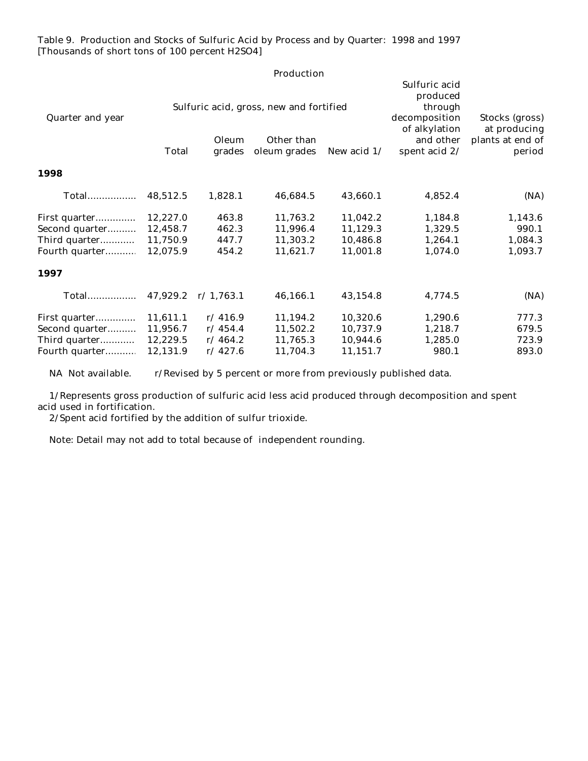Table 9. Production and Stocks of Sulfuric Acid by Process and by Quarter: 1998 and 1997
[Thousands of short tons of 100 percent $H_2SO_4$]

| Quarter and year | Production | | | | | Stocks (gross) at producing plants at end of period |
|---|---|---|---|---|---|---|
| | Sulfuric acid, gross, new and fortified | | | | Sulfuric acid produced through decomposition of alkylation and other spent acid 2/ | |
| | Total | Oleum grades | Other than oleum grades | New acid 1/ | | |
| **1998** | | | | | | |
| Total | 48,512.5 | 1,828.1 | 46,684.5 | 43,660.1 | 4,852.4 | (NA) |
| First quarter | 12,227.0 | 463.8 | 11,763.2 | 11,042.2 | 1,184.8 | 1,143.6 |
| Second quarter | 12,458.7 | 462.3 | 11,996.4 | 11,129.3 | 1,329.5 | 990.1 |
| Third quarter | 11,750.9 | 447.7 | 11,303.2 | 10,486.8 | 1,264.1 | 1,084.3 |
| Fourth quarter | 12,075.9 | 454.2 | 11,621.7 | 11,001.8 | 1,074.0 | 1,093.7 |
| **1997** | | | | | | |
| Total | 47,929.2 | r/ 1,763.1 | 46,166.1 | 43,154.8 | 4,774.5 | (NA) |
| First quarter | 11,611.1 | r/ 416.9 | 11,194.2 | 10,320.6 | 1,290.6 | 777.3 |
| Second quarter | 11,956.7 | r/ 454.4 | 11,502.2 | 10,737.9 | 1,218.7 | 679.5 |
| Third quarter | 12,229.5 | r/ 464.2 | 11,765.3 | 10,944.6 | 1,285.0 | 723.9 |
| Fourth quarter | 12,131.9 | r/ 427.6 | 11,704.3 | 11,151.7 | 980.1 | 893.0 |

NA Not available. r/Revised by 5 percent or more from previously published data.

1/Represents gross production of sulfuric acid less acid produced through decomposition and spent acid used in fortification.
2/Spent acid fortified by the addition of sulfur trioxide.

Note: Detail may not add to total because of independent rounding.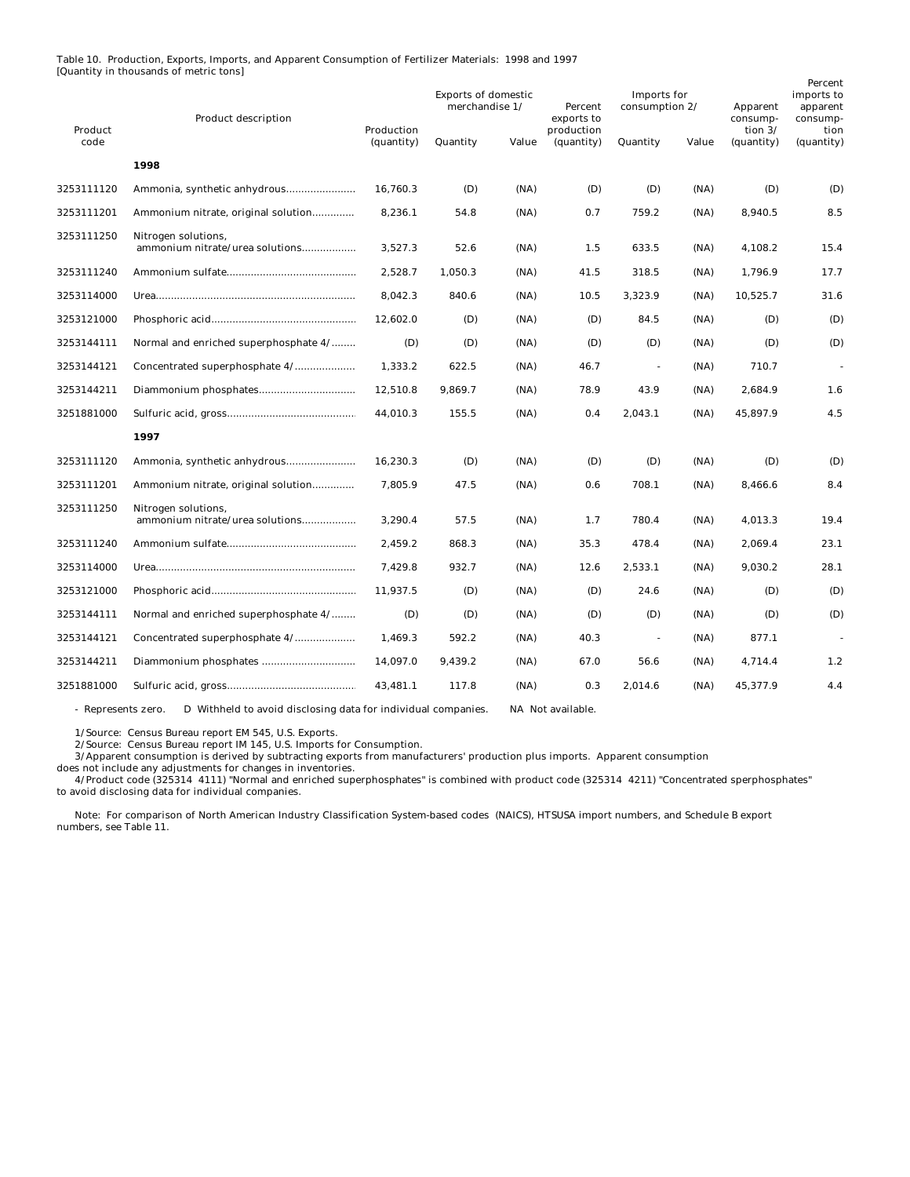Table 10. Production, Exports, Imports, and Apparent Consumption of Fertilizer Materials: 1998 and 1997
[Quantity in thousands of metric tons]

| Product code | Product description | Production (quantity) | Exports of domestic merchandise 1/ | | Percent exports to production (quantity) | Imports for consumption 2/ | | Apparent consumption 3/ (quantity) | Percent imports to apparent consumption (quantity) |
|---|---|---|---|---|---|---|---|---|---|
| | | | Quantity | Value | | Quantity | Value | | |
| | **1998** | | | | | | | | |
| 3253111120 | Ammonia, synthetic anhydrous | 16,760.3 | (D) | (NA) | (D) | (D) | (NA) | (D) | (D) |
| 3253111201 | Ammonium nitrate, original solution | 8,236.1 | 54.8 | (NA) | 0.7 | 759.2 | (NA) | 8,940.5 | 8.5 |
| 3253111250 | Nitrogen solutions, ammonium nitrate/urea solutions | 3,527.3 | 52.6 | (NA) | 1.5 | 633.5 | (NA) | 4,108.2 | 15.4 |
| 3253111240 | Ammonium sulfate | 2,528.7 | 1,050.3 | (NA) | 41.5 | 318.5 | (NA) | 1,796.9 | 17.7 |
| 3253114000 | Urea | 8,042.3 | 840.6 | (NA) | 10.5 | 3,323.9 | (NA) | 10,525.7 | 31.6 |
| 3253121000 | Phosphoric acid | 12,602.0 | (D) | (NA) | (D) | 84.5 | (NA) | (D) | (D) |
| 3253144111 | Normal and enriched superphosphate 4/ | (D) | (D) | (NA) | (D) | (D) | (NA) | (D) | (D) |
| 3253144121 | Concentrated superphosphate 4/ | 1,333.2 | 622.5 | (NA) | 46.7 | - | (NA) | 710.7 | - |
| 3253144211 | Diammonium phosphates | 12,510.8 | 9,869.7 | (NA) | 78.9 | 43.9 | (NA) | 2,684.9 | 1.6 |
| 3251881000 | Sulfuric acid, gross | 44,010.3 | 155.5 | (NA) | 0.4 | 2,043.1 | (NA) | 45,897.9 | 4.5 |
| | **1997** | | | | | | | | |
| 3253111120 | Ammonia, synthetic anhydrous | 16,230.3 | (D) | (NA) | (D) | (D) | (NA) | (D) | (D) |
| 3253111201 | Ammonium nitrate, original solution | 7,805.9 | 47.5 | (NA) | 0.6 | 708.1 | (NA) | 8,466.6 | 8.4 |
| 3253111250 | Nitrogen solutions, ammonium nitrate/urea solutions | 3,290.4 | 57.5 | (NA) | 1.7 | 780.4 | (NA) | 4,013.3 | 19.4 |
| 3253111240 | Ammonium sulfate | 2,459.2 | 868.3 | (NA) | 35.3 | 478.4 | (NA) | 2,069.4 | 23.1 |
| 3253114000 | Urea | 7,429.8 | 932.7 | (NA) | 12.6 | 2,533.1 | (NA) | 9,030.2 | 28.1 |
| 3253121000 | Phosphoric acid | 11,937.5 | (D) | (NA) | (D) | 24.6 | (NA) | (D) | (D) |
| 3253144111 | Normal and enriched superphosphate 4/ | (D) | (D) | (NA) | (D) | (D) | (NA) | (D) | (D) |
| 3253144121 | Concentrated superphosphate 4/ | 1,469.3 | 592.2 | (NA) | 40.3 | - | (NA) | 877.1 | - |
| 3253144211 | Diammonium phosphates | 14,097.0 | 9,439.2 | (NA) | 67.0 | 56.6 | (NA) | 4,714.4 | 1.2 |
| 3251881000 | Sulfuric acid, gross | 43,481.1 | 117.8 | (NA) | 0.3 | 2,014.6 | (NA) | 45,377.9 | 4.4 |

- Represents zero. D Withheld to avoid disclosing data for individual companies. NA Not available.

1/Source: Census Bureau report EM 545, U.S. Exports.
2/Source: Census Bureau report IM 145, U.S. Imports for Consumption.
3/Apparent consumption is derived by subtracting exports from manufacturers' production plus imports. Apparent consumption does not include any adjustments for changes in inventories.
4/Product code (325314 4111) "Normal and enriched superphosphates" is combined with product code (325314 4211) "Concentrated sperphosphates" to avoid disclosing data for individual companies.

Note: For comparison of North American Industry Classification System-based codes (NAICS), HTSUSA import numbers, and Schedule B export numbers, see Table 11.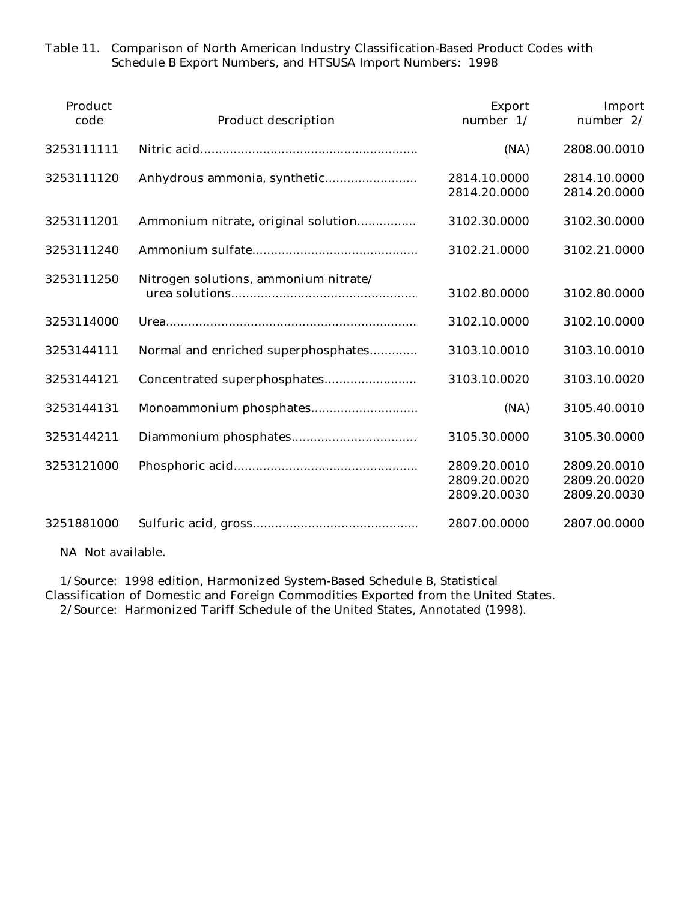Table 11. Comparison of North American Industry Classification-Based Product Codes with Schedule B Export Numbers, and HTSUSA Import Numbers: 1998

| Product code | Product description | Export number 1/ | Import number 2/ |
|---|---|---|---|
| 3253111111 | Nitric acid | (NA) | 2808.00.0010 |
| 3253111120 | Anhydrous ammonia, synthetic | 2814.10.0000<br>2814.20.0000 | 2814.10.0000<br>2814.20.0000 |
| 3253111201 | Ammonium nitrate, original solution | 3102.30.0000 | 3102.30.0000 |
| 3253111240 | Ammonium sulfate | 3102.21.0000 | 3102.21.0000 |
| 3253111250 | Nitrogen solutions, ammonium nitrate/ urea solutions | 3102.80.0000 | 3102.80.0000 |
| 3253114000 | Urea | 3102.10.0000 | 3102.10.0000 |
| 3253144111 | Normal and enriched superphosphates | 3103.10.0010 | 3103.10.0010 |
| 3253144121 | Concentrated superphosphates | 3103.10.0020 | 3103.10.0020 |
| 3253144131 | Monoammonium phosphates | (NA) | 3105.40.0010 |
| 3253144211 | Diammonium phosphates | 3105.30.0000 | 3105.30.0000 |
| 3253121000 | Phosphoric acid | 2809.20.0010<br>2809.20.0020<br>2809.20.0030 | 2809.20.0010<br>2809.20.0020<br>2809.20.0030 |
| 3251881000 | Sulfuric acid, gross | 2807.00.0000 | 2807.00.0000 |

NA Not available.

1/Source: 1998 edition, Harmonized System-Based Schedule B, Statistical Classification of Domestic and Foreign Commodities Exported from the United States.

2/Source: Harmonized Tariff Schedule of the United States, Annotated (1998).